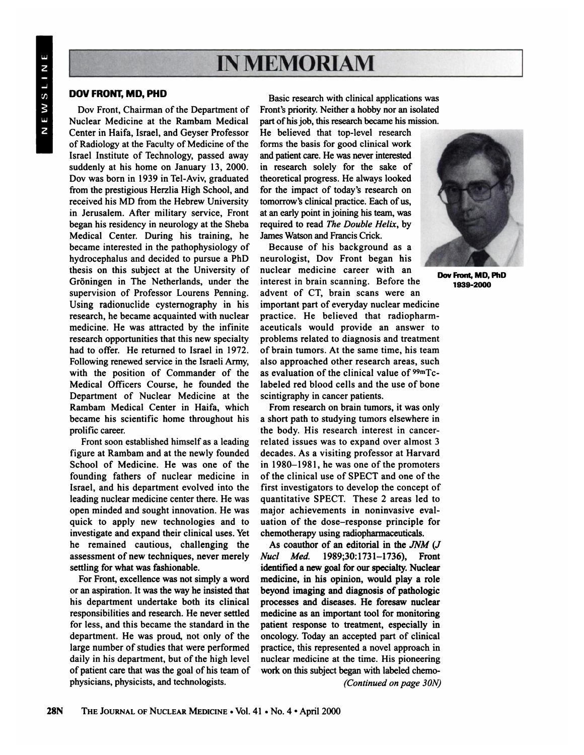# IN MEMORIAM

## DOV FRONT, MD, PHD

Dov Front, Chairman of the Department of Nuclear Medicine at the Rambam Medical Center in Haifa, Israel, and Geyser Professor of Radiology at the Faculty of Medicine of the Israel Institute of Technology, passed away suddenly at his home on January 13, 2000. Dov was born in 1939 in Tel-Aviv, graduated from the prestigious Herzlia High School, and received his MD from the Hebrew University in Jerusalem. After military service, Front began his residency in neurology at the Sheba Medical Center. During his training, he became interested in the pathophysiology of hydrocephalus and decided to pursue a PhD thesis on this subject at the University of Gröningen in The Netherlands, under the supervision of Professor Lourens Penning. Using radionuclide cysternography in his research, he became acquainted with nuclear medicine. He was attracted by the infinite research opportunities that this new specialty had to offer. He returned to Israel in 1972. Following renewed service in the Israeli Army, with the position of Commander of the Medical Officers Course, he founded the Department of Nuclear Medicine at the Rambam Medical Center in Haifa, which became his scientific home throughout his prolific career.

Front soon established himself as a leading figure at Rambam and at the newly founded School of Medicine. He was one of the founding fathers of nuclear medicine in Israel, and his department evolved into the leading nuclear medicine center there. He was open minded and sought innovation. He was quick to apply new technologies and to investigate and expand their clinical uses. Yet he remained cautious, challenging the assessment of new techniques, never merely settling for what was fashionable.

For Front, excellence was not simply a word or an aspiration. It was the way he insisted that his department undertake both its clinical responsibilities and research. He never settled for less, and this became the standard in the department. He was proud, not only of the large number of studies that were performed daily in his department, but of the high level of patient care that was the goal of his team of physicians, physicists, and technologists.

Basic research with clinical applications was Front's priority. Neither a hobby nor an isolated part of his job, this research became his mission. He believed that top-level research forms the basis for good clinical work and patient care. He was never interested in research solely for the sake of theoretical progress. He always looked for the impact of today's research on tomorrow's clinical practice. Each of us, at an early point in joining his team, was required to read *The Double Helix*, by James Watson and Francis Crick.

**Dov Front, MD, PhD**
**1939-2000**

Because of his background as a neurologist, Dov Front began his nuclear medicine career with an interest in brain scanning. Before the advent of CT, brain scans were an important part of everyday nuclear medicine practice. He believed that radiopharmaceuticals would provide an answer to problems related to diagnosis and treatment of brain tumors. At the same time, his team also approached other research areas, such as evaluation of the clinical value of $^{99m}$Tc-labeled red blood cells and the use of bone scintigraphy in cancer patients.

From research on brain tumors, it was only a short path to studying tumors elsewhere in the body. His research interest in cancer-related issues was to expand over almost 3 decades. As a visiting professor at Harvard in 1980–1981, he was one of the promoters of the clinical use of SPECT and one of the first investigators to develop the concept of quantitative SPECT. These 2 areas led to major achievements in noninvasive evaluation of the dose–response principle for chemotherapy using radiopharmaceuticals.

As coauthor of an editorial in the *JNM* (*J Nucl Med.* 1989;30:1731–1736), Front identified a new goal for our specialty. Nuclear medicine, in his opinion, would play a role beyond imaging and diagnosis of pathologic processes and diseases. He foresaw nuclear medicine as an important tool for monitoring patient response to treatment, especially in oncology. Today an accepted part of clinical practice, this represented a novel approach in nuclear medicine at the time. His pioneering work on this subject began with labeled chemo-

*(Continued on page 30N)*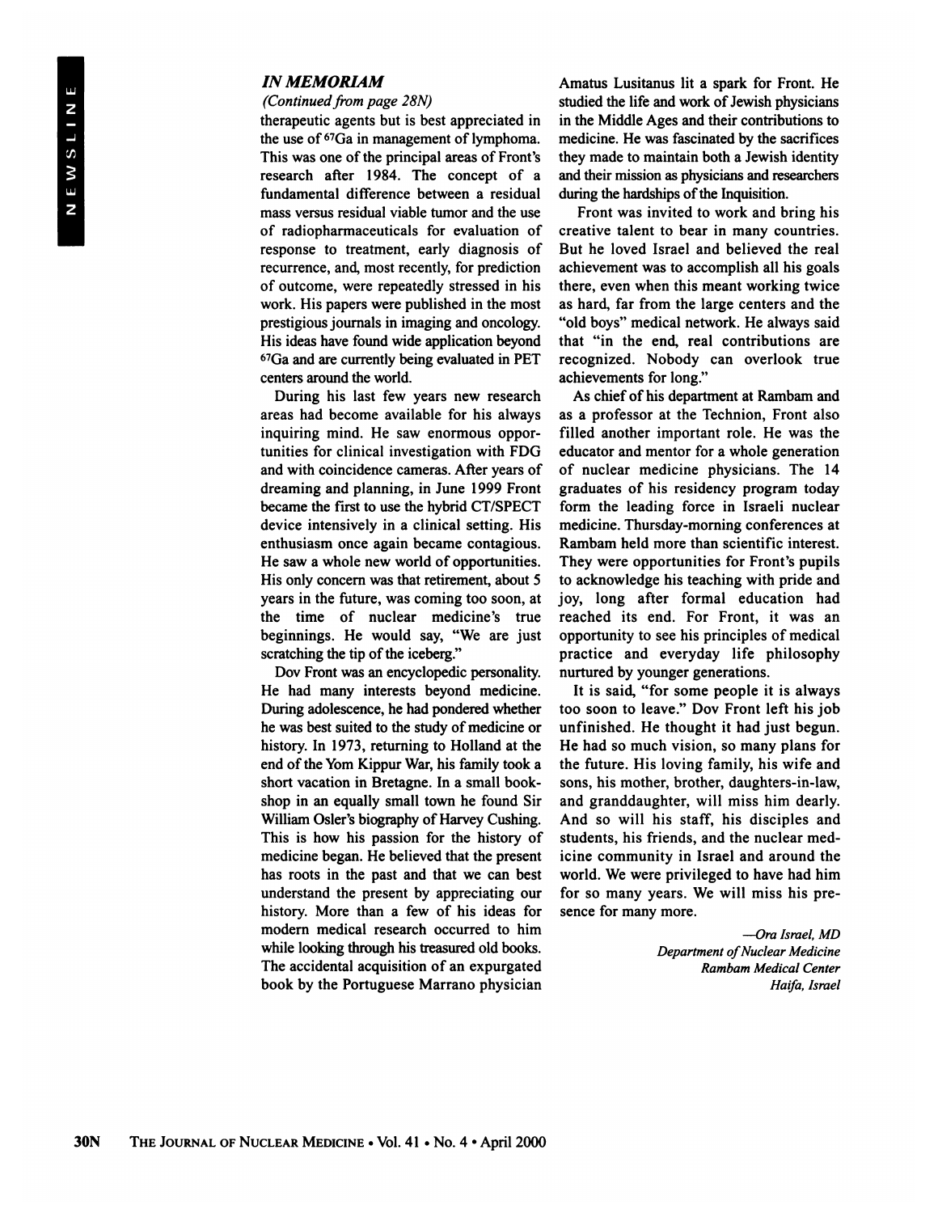### *IN MEMORIAM*

*(Continued from page 28N)*

therapeutic agents but is best appreciated in the use of $^{67}Ga$ in management of lymphoma. This was one of the principal areas of Front's research after 1984. The concept of a fundamental difference between a residual mass versus residual viable tumor and the use of radiopharmaceuticals for evaluation of response to treatment, early diagnosis of recurrence, and, most recently, for prediction of outcome, were repeatedly stressed in his work. His papers were published in the most prestigious journals in imaging and oncology. His ideas have found wide application beyond $^{67}Ga$ and are currently being evaluated in PET centers around the world.

During his last few years new research areas had become available for his always inquiring mind. He saw enormous opportunities for clinical investigation with FDG and with coincidence cameras. After years of dreaming and planning, in June 1999 Front became the first to use the hybrid CT/SPECT device intensively in a clinical setting. His enthusiasm once again became contagious. He saw a whole new world of opportunities. His only concern was that retirement, about 5 years in the future, was coming too soon, at the time of nuclear medicine's true beginnings. He would say, "We are just scratching the tip of the iceberg."

Dov Front was an encyclopedic personality. He had many interests beyond medicine. During adolescence, he had pondered whether he was best suited to the study of medicine or history. In 1973, returning to Holland at the end of the Yom Kippur War, his family took a short vacation in Bretagne. In a small bookshop in an equally small town he found Sir William Osler's biography of Harvey Cushing. This is how his passion for the history of medicine began. He believed that the present has roots in the past and that we can best understand the present by appreciating our history. More than a few of his ideas for modern medical research occurred to him while looking through his treasured old books. The accidental acquisition of an expurgated book by the Portuguese Marrano physician Amatus Lusitanus lit a spark for Front. He studied the life and work of Jewish physicians in the Middle Ages and their contributions to medicine. He was fascinated by the sacrifices they made to maintain both a Jewish identity and their mission as physicians and researchers during the hardships of the Inquisition.

Front was invited to work and bring his creative talent to bear in many countries. But he loved Israel and believed the real achievement was to accomplish all his goals there, even when this meant working twice as hard, far from the large centers and the "old boys" medical network. He always said that "in the end, real contributions are recognized. Nobody can overlook true achievements for long."

As chief of his department at Rambam and as a professor at the Technion, Front also filled another important role. He was the educator and mentor for a whole generation of nuclear medicine physicians. The 14 graduates of his residency program today form the leading force in Israeli nuclear medicine. Thursday-morning conferences at Rambam held more than scientific interest. They were opportunities for Front's pupils to acknowledge his teaching with pride and joy, long after formal education had reached its end. For Front, it was an opportunity to see his principles of medical practice and everyday life philosophy nurtured by younger generations.

It is said, "for some people it is always too soon to leave." Dov Front left his job unfinished. He thought it had just begun. He had so much vision, so many plans for the future. His loving family, his wife and sons, his mother, brother, daughters-in-law, and granddaughter, will miss him dearly. And so will his staff, his disciples and students, his friends, and the nuclear medicine community in Israel and around the world. We were privileged to have had him for so many years. We will miss his presence for many more.

*—Ora Israel, MD*
*Department of Nuclear Medicine*
*Rambam Medical Center*
*Haifa, Israel*